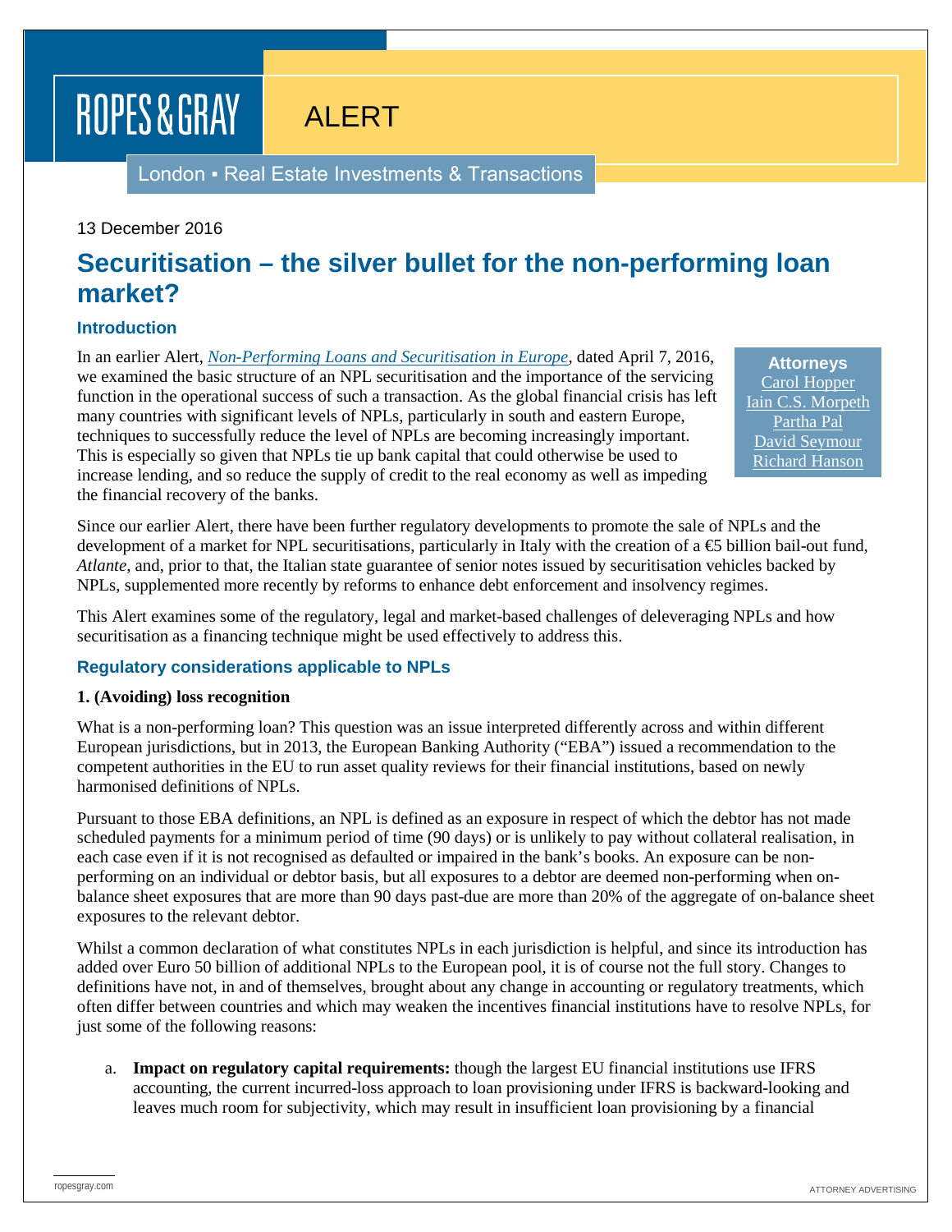ROPES & GRAY

ALERT

London ▪ Real Estate Investments & Transactions

13 December 2016

# Securitisation – the silver bullet for the non-performing loan market?

## Introduction

In an earlier Alert, *Non-Performing Loans and Securitisation in Europe*, dated April 7, 2016, we examined the basic structure of an NPL securitisation and the importance of the servicing function in the operational success of such a transaction. As the global financial crisis has left many countries with significant levels of NPLs, particularly in south and eastern Europe, techniques to successfully reduce the level of NPLs are becoming increasingly important. This is especially so given that NPLs tie up bank capital that could otherwise be used to increase lending, and so reduce the supply of credit to the real economy as well as impeding the financial recovery of the banks.

**Attorneys**
Carol Hopper
Iain C.S. Morpeth
Partha Pal
David Seymour
Richard Hanson

Since our earlier Alert, there have been further regulatory developments to promote the sale of NPLs and the development of a market for NPL securitisations, particularly in Italy with the creation of a €5 billion bail-out fund, *Atlante*, and, prior to that, the Italian state guarantee of senior notes issued by securitisation vehicles backed by NPLs, supplemented more recently by reforms to enhance debt enforcement and insolvency regimes.

This Alert examines some of the regulatory, legal and market-based challenges of deleveraging NPLs and how securitisation as a financing technique might be used effectively to address this.

## Regulatory considerations applicable to NPLs

### 1. (Avoiding) loss recognition

What is a non-performing loan? This question was an issue interpreted differently across and within different European jurisdictions, but in 2013, the European Banking Authority ("EBA") issued a recommendation to the competent authorities in the EU to run asset quality reviews for their financial institutions, based on newly harmonised definitions of NPLs.

Pursuant to those EBA definitions, an NPL is defined as an exposure in respect of which the debtor has not made scheduled payments for a minimum period of time (90 days) or is unlikely to pay without collateral realisation, in each case even if it is not recognised as defaulted or impaired in the bank's books. An exposure can be non-performing on an individual or debtor basis, but all exposures to a debtor are deemed non-performing when on-balance sheet exposures that are more than 90 days past-due are more than 20% of the aggregate of on-balance sheet exposures to the relevant debtor.

Whilst a common declaration of what constitutes NPLs in each jurisdiction is helpful, and since its introduction has added over Euro 50 billion of additional NPLs to the European pool, it is of course not the full story. Changes to definitions have not, in and of themselves, brought about any change in accounting or regulatory treatments, which often differ between countries and which may weaken the incentives financial institutions have to resolve NPLs, for just some of the following reasons:

a. **Impact on regulatory capital requirements:** though the largest EU financial institutions use IFRS accounting, the current incurred-loss approach to loan provisioning under IFRS is backward-looking and leaves much room for subjectivity, which may result in insufficient loan provisioning by a financial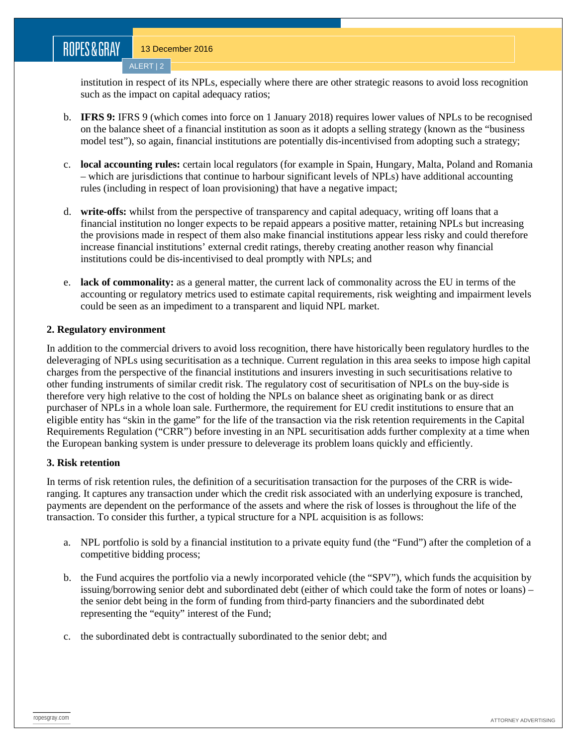institution in respect of its NPLs, especially where there are other strategic reasons to avoid loss recognition such as the impact on capital adequacy ratios;

b. **IFRS 9:** IFRS 9 (which comes into force on 1 January 2018) requires lower values of NPLs to be recognised on the balance sheet of a financial institution as soon as it adopts a selling strategy (known as the "business model test"), so again, financial institutions are potentially dis-incentivised from adopting such a strategy;

c. **local accounting rules:** certain local regulators (for example in Spain, Hungary, Malta, Poland and Romania – which are jurisdictions that continue to harbour significant levels of NPLs) have additional accounting rules (including in respect of loan provisioning) that have a negative impact;

d. **write-offs:** whilst from the perspective of transparency and capital adequacy, writing off loans that a financial institution no longer expects to be repaid appears a positive matter, retaining NPLs but increasing the provisions made in respect of them also make financial institutions appear less risky and could therefore increase financial institutions' external credit ratings, thereby creating another reason why financial institutions could be dis-incentivised to deal promptly with NPLs; and

e. **lack of commonality:** as a general matter, the current lack of commonality across the EU in terms of the accounting or regulatory metrics used to estimate capital requirements, risk weighting and impairment levels could be seen as an impediment to a transparent and liquid NPL market.

**2. Regulatory environment**

In addition to the commercial drivers to avoid loss recognition, there have historically been regulatory hurdles to the deleveraging of NPLs using securitisation as a technique. Current regulation in this area seeks to impose high capital charges from the perspective of the financial institutions and insurers investing in such securitisations relative to other funding instruments of similar credit risk. The regulatory cost of securitisation of NPLs on the buy-side is therefore very high relative to the cost of holding the NPLs on balance sheet as originating bank or as direct purchaser of NPLs in a whole loan sale. Furthermore, the requirement for EU credit institutions to ensure that an eligible entity has "skin in the game" for the life of the transaction via the risk retention requirements in the Capital Requirements Regulation ("CRR") before investing in an NPL securitisation adds further complexity at a time when the European banking system is under pressure to deleverage its problem loans quickly and efficiently.

**3. Risk retention**

In terms of risk retention rules, the definition of a securitisation transaction for the purposes of the CRR is wide-ranging. It captures any transaction under which the credit risk associated with an underlying exposure is tranched, payments are dependent on the performance of the assets and where the risk of losses is throughout the life of the transaction. To consider this further, a typical structure for a NPL acquisition is as follows:

a. NPL portfolio is sold by a financial institution to a private equity fund (the "Fund") after the completion of a competitive bidding process;

b. the Fund acquires the portfolio via a newly incorporated vehicle (the "SPV"), which funds the acquisition by issuing/borrowing senior debt and subordinated debt (either of which could take the form of notes or loans) – the senior debt being in the form of funding from third-party financiers and the subordinated debt representing the "equity" interest of the Fund;

c. the subordinated debt is contractually subordinated to the senior debt; and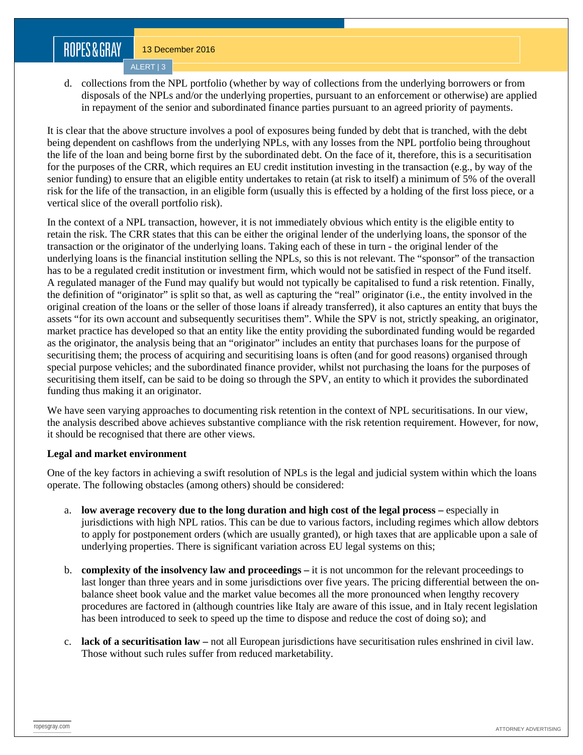d. collections from the NPL portfolio (whether by way of collections from the underlying borrowers or from disposals of the NPLs and/or the underlying properties, pursuant to an enforcement or otherwise) are applied in repayment of the senior and subordinated finance parties pursuant to an agreed priority of payments.

It is clear that the above structure involves a pool of exposures being funded by debt that is tranched, with the debt being dependent on cashflows from the underlying NPLs, with any losses from the NPL portfolio being throughout the life of the loan and being borne first by the subordinated debt. On the face of it, therefore, this is a securitisation for the purposes of the CRR, which requires an EU credit institution investing in the transaction (e.g., by way of the senior funding) to ensure that an eligible entity undertakes to retain (at risk to itself) a minimum of 5% of the overall risk for the life of the transaction, in an eligible form (usually this is effected by a holding of the first loss piece, or a vertical slice of the overall portfolio risk).

In the context of a NPL transaction, however, it is not immediately obvious which entity is the eligible entity to retain the risk. The CRR states that this can be either the original lender of the underlying loans, the sponsor of the transaction or the originator of the underlying loans. Taking each of these in turn - the original lender of the underlying loans is the financial institution selling the NPLs, so this is not relevant. The "sponsor" of the transaction has to be a regulated credit institution or investment firm, which would not be satisfied in respect of the Fund itself. A regulated manager of the Fund may qualify but would not typically be capitalised to fund a risk retention. Finally, the definition of "originator" is split so that, as well as capturing the "real" originator (i.e., the entity involved in the original creation of the loans or the seller of those loans if already transferred), it also captures an entity that buys the assets "for its own account and subsequently securitises them". While the SPV is not, strictly speaking, an originator, market practice has developed so that an entity like the entity providing the subordinated funding would be regarded as the originator, the analysis being that an "originator" includes an entity that purchases loans for the purpose of securitising them; the process of acquiring and securitising loans is often (and for good reasons) organised through special purpose vehicles; and the subordinated finance provider, whilst not purchasing the loans for the purposes of securitising them itself, can be said to be doing so through the SPV, an entity to which it provides the subordinated funding thus making it an originator.

We have seen varying approaches to documenting risk retention in the context of NPL securitisations. In our view, the analysis described above achieves substantive compliance with the risk retention requirement. However, for now, it should be recognised that there are other views.

**Legal and market environment**

One of the key factors in achieving a swift resolution of NPLs is the legal and judicial system within which the loans operate. The following obstacles (among others) should be considered:

a. **low average recovery due to the long duration and high cost of the legal process –** especially in jurisdictions with high NPL ratios. This can be due to various factors, including regimes which allow debtors to apply for postponement orders (which are usually granted), or high taxes that are applicable upon a sale of underlying properties. There is significant variation across EU legal systems on this;

b. **complexity of the insolvency law and proceedings –** it is not uncommon for the relevant proceedings to last longer than three years and in some jurisdictions over five years. The pricing differential between the on-balance sheet book value and the market value becomes all the more pronounced when lengthy recovery procedures are factored in (although countries like Italy are aware of this issue, and in Italy recent legislation has been introduced to seek to speed up the time to dispose and reduce the cost of doing so); and

c. **lack of a securitisation law –** not all European jurisdictions have securitisation rules enshrined in civil law. Those without such rules suffer from reduced marketability.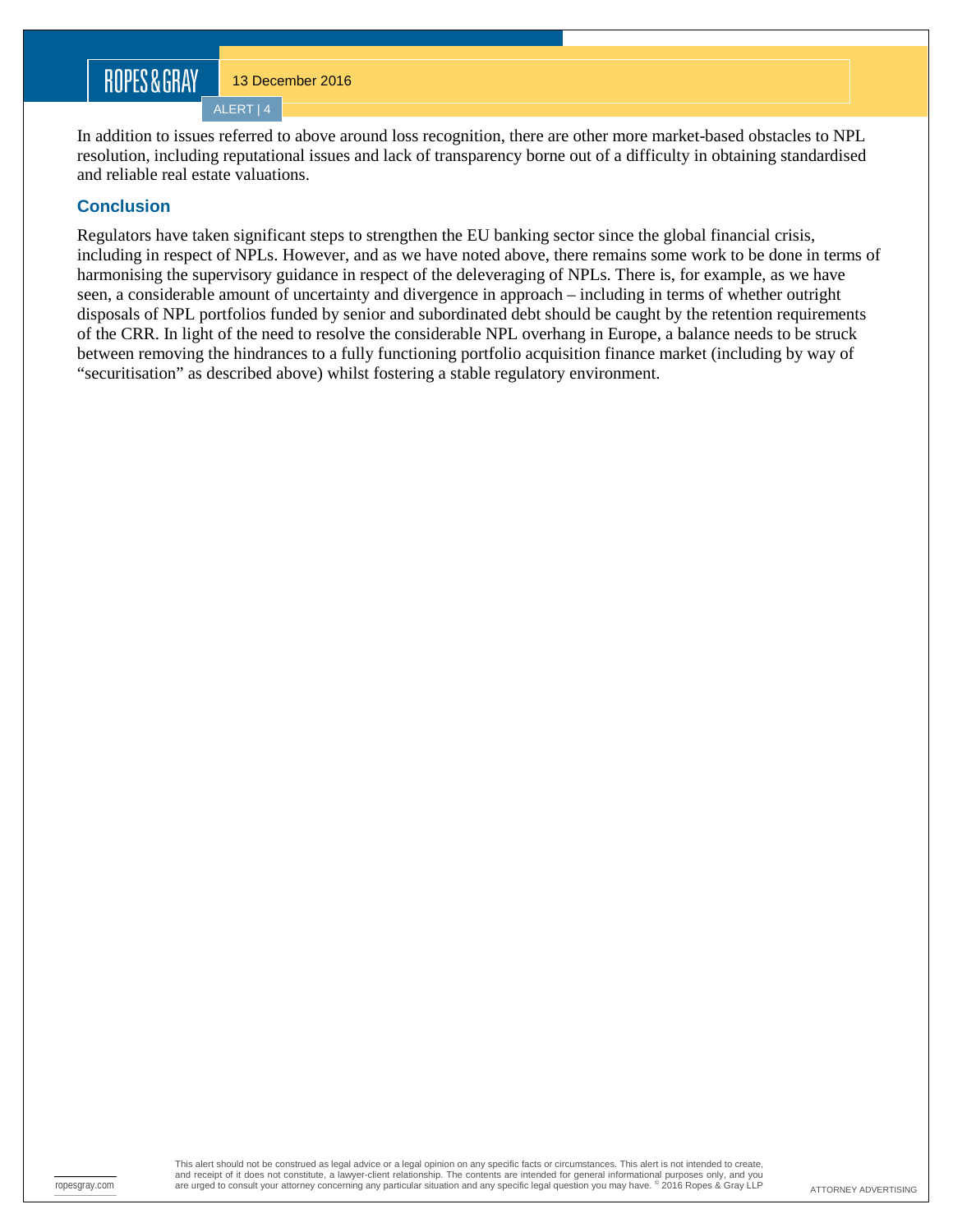In addition to issues referred to above around loss recognition, there are other more market-based obstacles to NPL resolution, including reputational issues and lack of transparency borne out of a difficulty in obtaining standardised and reliable real estate valuations.

## Conclusion

Regulators have taken significant steps to strengthen the EU banking sector since the global financial crisis, including in respect of NPLs. However, and as we have noted above, there remains some work to be done in terms of harmonising the supervisory guidance in respect of the deleveraging of NPLs. There is, for example, as we have seen, a considerable amount of uncertainty and divergence in approach – including in terms of whether outright disposals of NPL portfolios funded by senior and subordinated debt should be caught by the retention requirements of the CRR. In light of the need to resolve the considerable NPL overhang in Europe, a balance needs to be struck between removing the hindrances to a fully functioning portfolio acquisition finance market (including by way of "securitisation" as described above) whilst fostering a stable regulatory environment.

This alert should not be construed as legal advice or a legal opinion on any specific facts or circumstances. This alert is not intended to create, and receipt of it does not constitute, a lawyer-client relationship. The contents are intended for general informational purposes only, and you are urged to consult your attorney concerning any particular situation and any specific legal question you may have. © 2016 Ropes & Gray LLP

ATTORNEY ADVERTISING